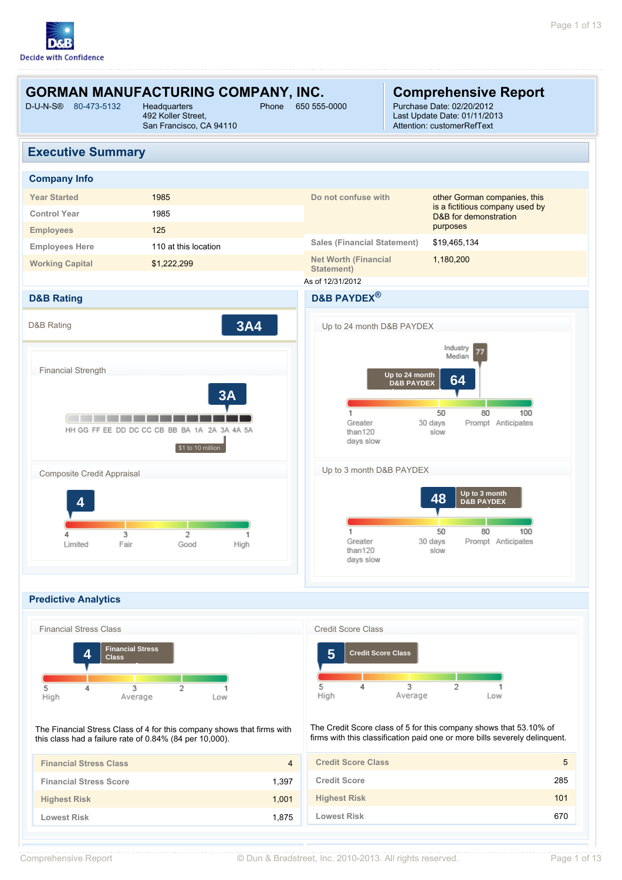D&B
Decide with Confidence

# GORMAN MANUFACTURING COMPANY, INC.

D-U-N-S® 80-473-5132 | Headquarters 492 Koller Street, San Francisco, CA 94110 | Phone 650 555-0000

# Comprehensive Report

Purchase Date: 02/20/2012
Last Update Date: 01/11/2013
Attention: customerRefText

## Executive Summary

### Company Info

| | | | |
|---|---|---|---|
| Year Started | 1985 | Do not confuse with | other Gorman companies, this is a fictitious company used by D&B for demonstration purposes |
| Control Year | 1985 | | |
| Employees | 125 | | |
| Employees Here | 110 at this location | Sales (Financial Statement) | $19,465,134 |
| Working Capital | $1,222,299 | Net Worth (Financial Statement) | 1,180,200 |

As of 12/31/2012

### D&B Rating

D&B Rating: **3A4**

**Financial Strength**

3A

HH GG FF EE DD DC CC CB BB BA 1A 2A 3A 4A 5A

$1 to 10 million

**Composite Credit Appraisal**

4

4 Limited | 3 Fair | 2 Good | 1 High

### D&B PAYDEX®

**Up to 24 month D&B PAYDEX**

Industry Median: 77

Up to 24 month D&B PAYDEX: 64

1 Greater than120 days slow | 50 30 days slow | 80 Prompt | 100 Anticipates

**Up to 3 month D&B PAYDEX**

Up to 3 month D&B PAYDEX: 48

1 Greater than120 days slow | 50 30 days slow | 80 Prompt | 100 Anticipates

### Predictive Analytics

**Financial Stress Class**

Financial Stress Class: 4

5 High | 4 | 3 Average | 2 | 1 Low

The Financial Stress Class of 4 for this company shows that firms with this class had a failure rate of 0.84% (84 per 10,000).

| | |
|---|---|
| Financial Stress Class | 4 |
| Financial Stress Score | 1,397 |
| Highest Risk | 1,001 |
| Lowest Risk | 1,875 |

**Credit Score Class**

Credit Score Class: 5

5 High | 4 | 3 Average | 2 | 1 Low

The Credit Score class of 5 for this company shows that 53.10% of firms with this classification paid one or more bills severely delinquent.

| | |
|---|---|
| Credit Score Class | 5 |
| Credit Score | 285 |
| Highest Risk | 101 |
| Lowest Risk | 670 |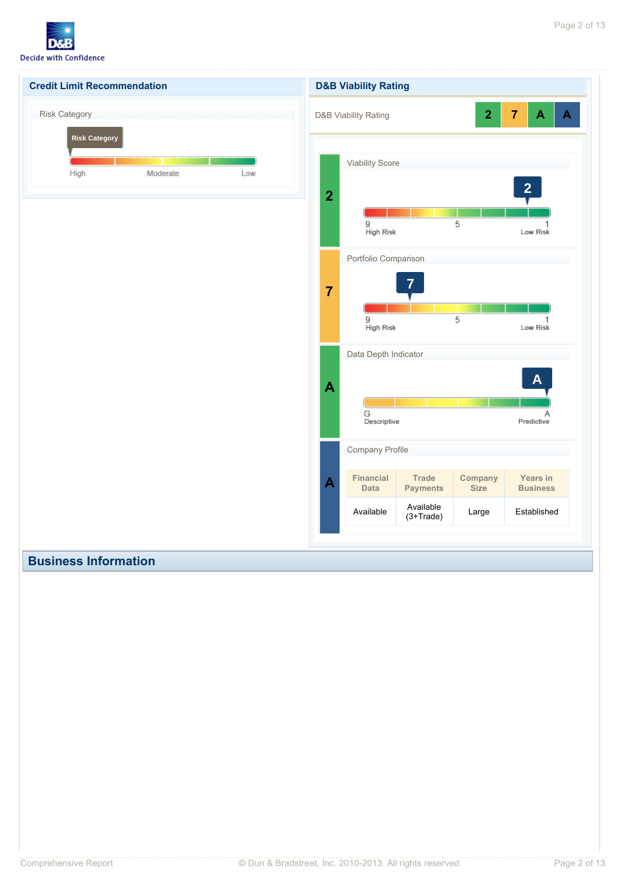## Credit Limit Recommendation

Risk Category

Risk Category

High — Moderate — Low

## D&B Viability Rating

D&B Viability Rating: 2 7 A A

**2** — Viability Score

2

9 High Risk — 5 — 1 Low Risk

**7** — Portfolio Comparison

7

9 High Risk — 5 — 1 Low Risk

**A** — Data Depth Indicator

A

G Descriptive — A Predictive

**A** — Company Profile

| Financial Data | Trade Payments | Company Size | Years in Business |
|---|---|---|---|
| Available | Available (3+Trade) | Large | Established |

## Business Information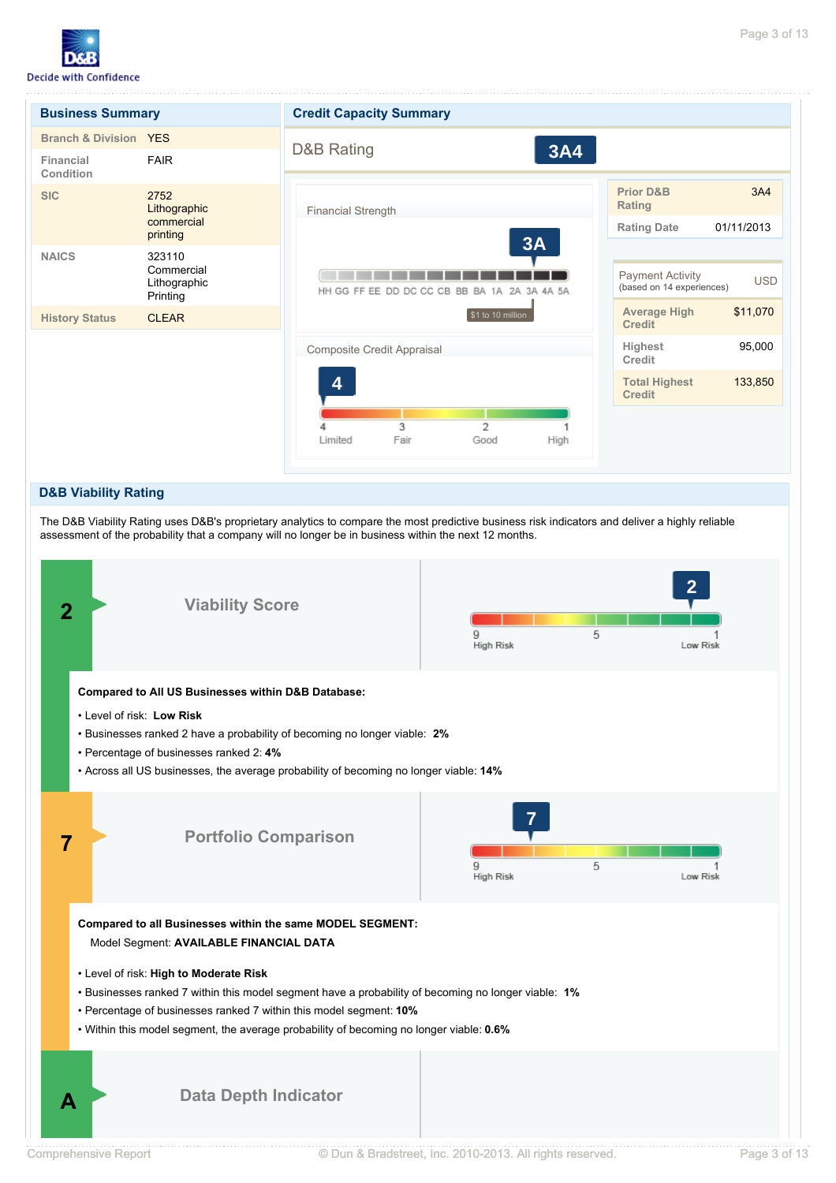## Business Summary

| | |
|---|---|
| Branch & Division | YES |
| Financial Condition | FAIR |
| SIC | 2752 Lithographic commercial printing |
| NAICS | 323110 Commercial Lithographic Printing |
| History Status | CLEAR |

## Credit Capacity Summary

**D&B Rating** 3A4

**Financial Strength**

3A

HH GG FF EE DD DC CC CB BB BA 1A 2A 3A 4A 5A

$1 to 10 million

**Composite Credit Appraisal**

4

4 Limited | 3 Fair | 2 Good | 1 High

| | |
|---|---|
| Prior D&B Rating | 3A4 |
| Rating Date | 01/11/2013 |

| Payment Activity (based on 14 experiences) | USD |
|---|---|
| Average High Credit | $11,070 |
| Highest Credit | 95,000 |
| Total Highest Credit | 133,850 |

## D&B Viability Rating

The D&B Viability Rating uses D&B's proprietary analytics to compare the most predictive business risk indicators and deliver a highly reliable assessment of the probability that a company will no longer be in business within the next 12 months.

### 2 Viability Score

2

9 High Risk | 5 | 1 Low Risk

**Compared to All US Businesses within D&B Database:**

- Level of risk: **Low Risk**
- Businesses ranked 2 have a probability of becoming no longer viable: **2%**
- Percentage of businesses ranked 2: **4%**
- Across all US businesses, the average probability of becoming no longer viable: **14%**

### 7 Portfolio Comparison

7

9 High Risk | 5 | 1 Low Risk

**Compared to all Businesses within the same MODEL SEGMENT:**

Model Segment: **AVAILABLE FINANCIAL DATA**

- Level of risk: **High to Moderate Risk**
- Businesses ranked 7 within this model segment have a probability of becoming no longer viable: **1%**
- Percentage of businesses ranked 7 within this model segment: **10%**
- Within this model segment, the average probability of becoming no longer viable: **0.6%**

### A Data Depth Indicator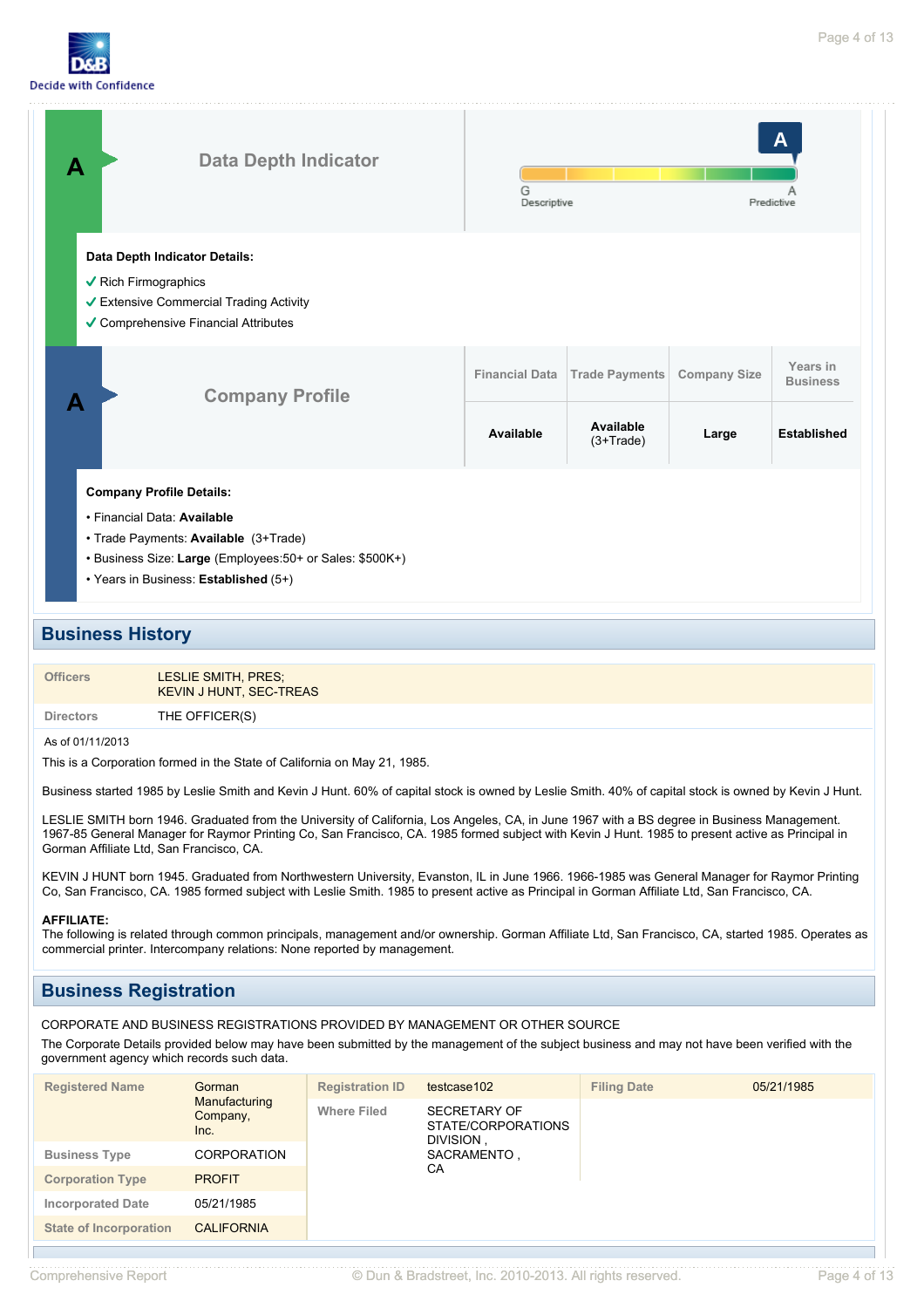**A** Data Depth Indicator

A — G Descriptive … A Predictive

**Data Depth Indicator Details:**

✓ Rich Firmographics
✓ Extensive Commercial Trading Activity
✓ Comprehensive Financial Attributes

**A** Company Profile

| Financial Data | Trade Payments | Company Size | Years in Business |
|---|---|---|---|
| Available | Available (3+Trade) | Large | Established |

**Company Profile Details:**

- Financial Data: **Available**
- Trade Payments: **Available** (3+Trade)
- Business Size: **Large** (Employees:50+ or Sales: $500K+)
- Years in Business: **Established** (5+)

## Business History

| | |
|---|---|
| Officers | LESLIE SMITH, PRES; KEVIN J HUNT, SEC-TREAS |
| Directors | THE OFFICER(S) |

As of 01/11/2013

This is a Corporation formed in the State of California on May 21, 1985.

Business started 1985 by Leslie Smith and Kevin J Hunt. 60% of capital stock is owned by Leslie Smith. 40% of capital stock is owned by Kevin J Hunt.

LESLIE SMITH born 1946. Graduated from the University of California, Los Angeles, CA, in June 1967 with a BS degree in Business Management. 1967-85 General Manager for Raymor Printing Co, San Francisco, CA. 1985 formed subject with Kevin J Hunt. 1985 to present active as Principal in Gorman Affiliate Ltd, San Francisco, CA.

KEVIN J HUNT born 1945. Graduated from Northwestern University, Evanston, IL in June 1966. 1966-1985 was General Manager for Raymor Printing Co, San Francisco, CA. 1985 formed subject with Leslie Smith. 1985 to present active as Principal in Gorman Affiliate Ltd, San Francisco, CA.

**AFFILIATE:**
The following is related through common principals, management and/or ownership. Gorman Affiliate Ltd, San Francisco, CA, started 1985. Operates as commercial printer. Intercompany relations: None reported by management.

## Business Registration

CORPORATE AND BUSINESS REGISTRATIONS PROVIDED BY MANAGEMENT OR OTHER SOURCE

The Corporate Details provided below may have been submitted by the management of the subject business and may not have been verified with the government agency which records such data.

| | | | | | |
|---|---|---|---|---|---|
| Registered Name | Gorman Manufacturing Company, Inc. | Registration ID | testcase102 | Filing Date | 05/21/1985 |
| Business Type | CORPORATION | Where Filed | SECRETARY OF STATE/CORPORATIONS DIVISION , SACRAMENTO , CA | | |
| Corporation Type | PROFIT | | | | |
| Incorporated Date | 05/21/1985 | | | | |
| State of Incorporation | CALIFORNIA | | | | |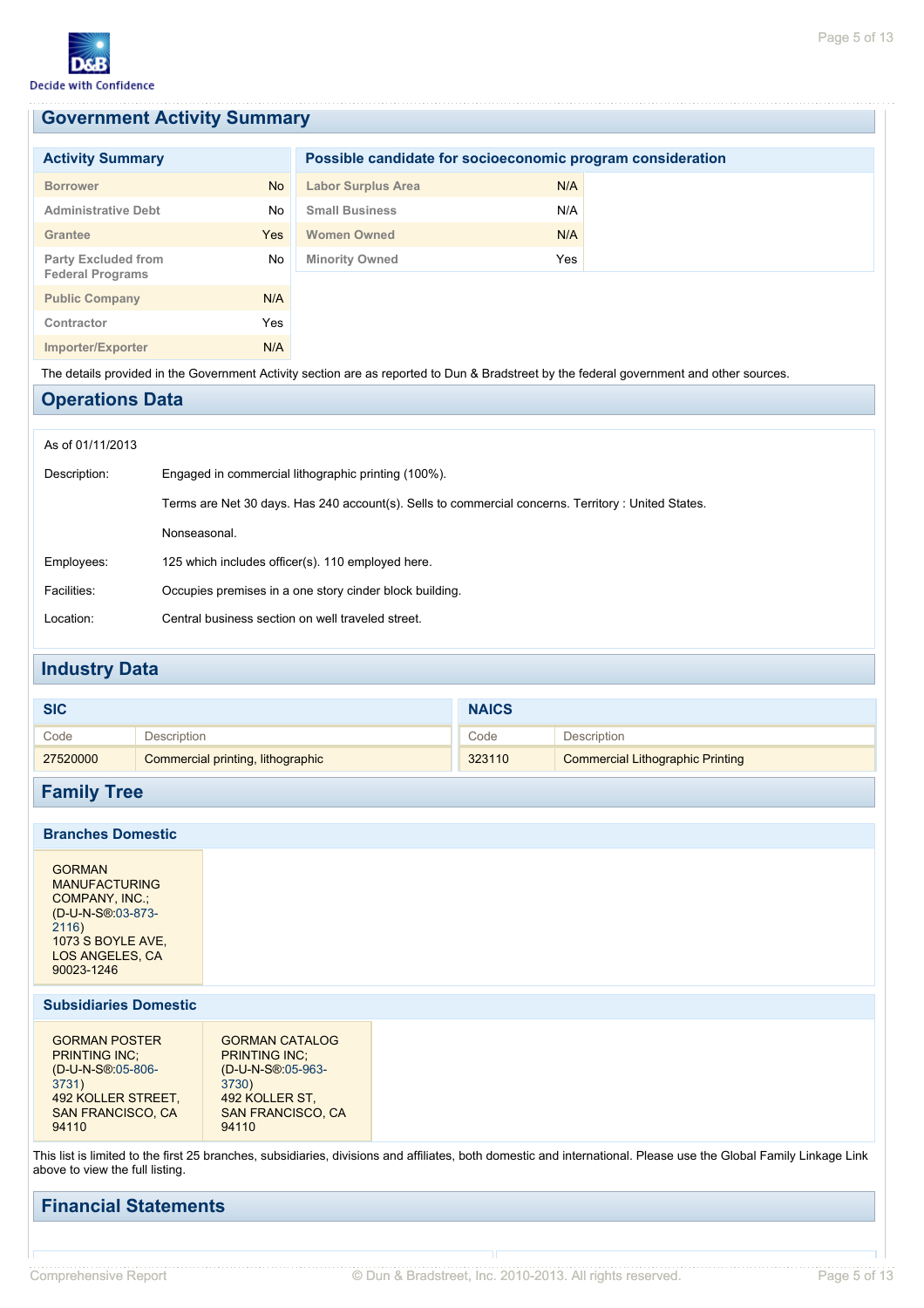## Government Activity Summary

### Activity Summary

| | |
|---|---|
| Borrower | No |
| Administrative Debt | No |
| Grantee | Yes |
| Party Excluded from Federal Programs | No |
| Public Company | N/A |
| Contractor | Yes |
| Importer/Exporter | N/A |

### Possible candidate for socioeconomic program consideration

| | |
|---|---|
| Labor Surplus Area | N/A |
| Small Business | N/A |
| Women Owned | N/A |
| Minority Owned | Yes |

The details provided in the Government Activity section are as reported to Dun & Bradstreet by the federal government and other sources.

## Operations Data

As of 01/11/2013

**Description:** Engaged in commercial lithographic printing (100%).

Terms are Net 30 days. Has 240 account(s). Sells to commercial concerns. Territory : United States.

Nonseasonal.

**Employees:** 125 which includes officer(s). 110 employed here.

**Facilities:** Occupies premises in a one story cinder block building.

**Location:** Central business section on well traveled street.

## Industry Data

### SIC

| Code | Description |
|---|---|
| 27520000 | Commercial printing, lithographic |

### NAICS

| Code | Description |
|---|---|
| 323110 | Commercial Lithographic Printing |

## Family Tree

### Branches Domestic

GORMAN MANUFACTURING COMPANY, INC.;
(D-U-N-S®:03-873-2116)
1073 S BOYLE AVE,
LOS ANGELES, CA
90023-1246

### Subsidiaries Domestic

GORMAN POSTER PRINTING INC;
(D-U-N-S®:05-806-3731)
492 KOLLER STREET,
SAN FRANCISCO, CA
94110

GORMAN CATALOG PRINTING INC;
(D-U-N-S®:05-963-3730)
492 KOLLER ST,
SAN FRANCISCO, CA
94110

This list is limited to the first 25 branches, subsidiaries, divisions and affiliates, both domestic and international. Please use the Global Family Linkage Link above to view the full listing.

## Financial Statements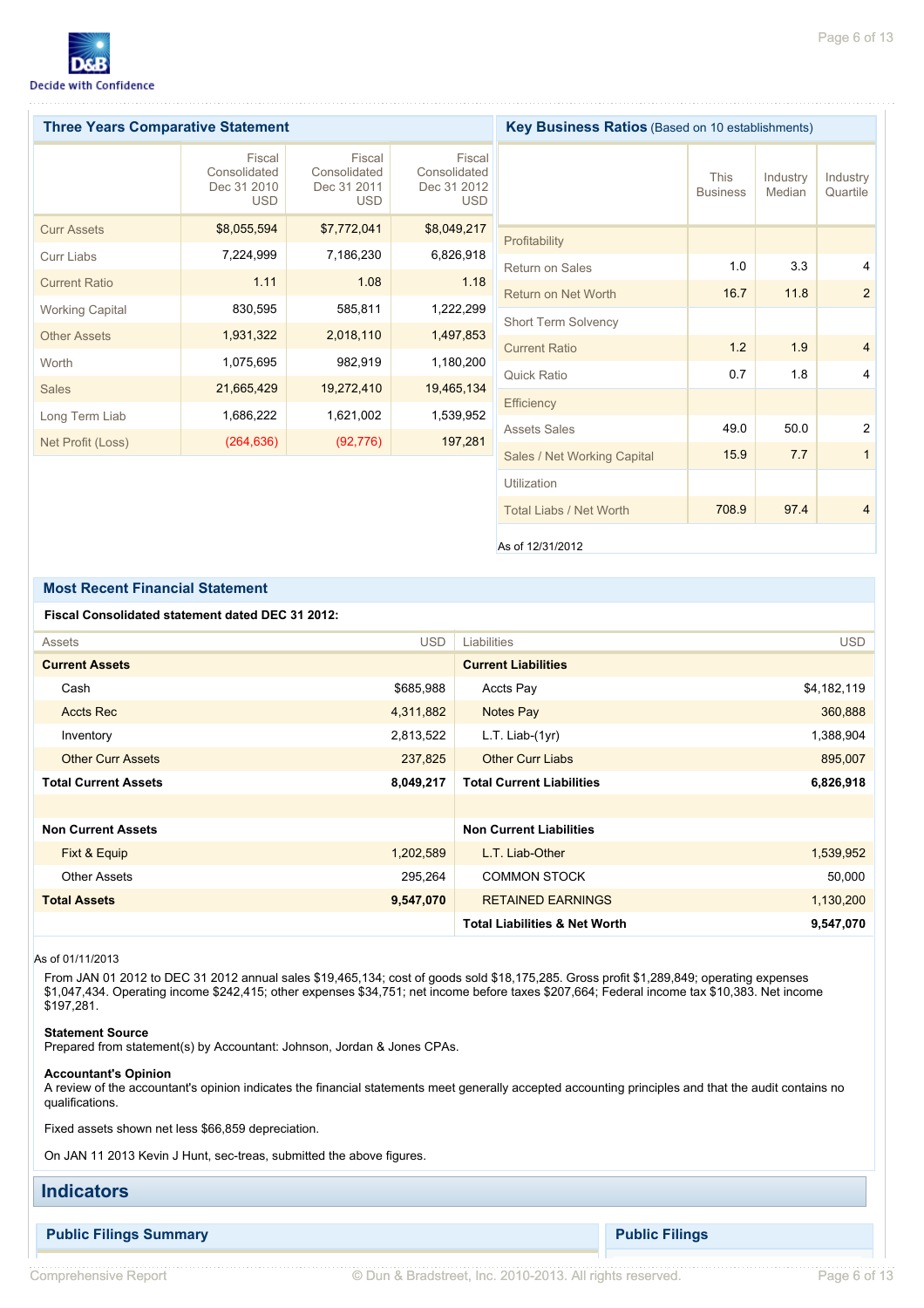## Three Years Comparative Statement

| | Fiscal Consolidated Dec 31 2010 USD | Fiscal Consolidated Dec 31 2011 USD | Fiscal Consolidated Dec 31 2012 USD |
|---|---|---|---|
| Curr Assets | $8,055,594 | $7,772,041 | $8,049,217 |
| Curr Liabs | 7,224,999 | 7,186,230 | 6,826,918 |
| Current Ratio | 1.11 | 1.08 | 1.18 |
| Working Capital | 830,595 | 585,811 | 1,222,299 |
| Other Assets | 1,931,322 | 2,018,110 | 1,497,853 |
| Worth | 1,075,695 | 982,919 | 1,180,200 |
| Sales | 21,665,429 | 19,272,410 | 19,465,134 |
| Long Term Liab | 1,686,222 | 1,621,002 | 1,539,952 |
| Net Profit (Loss) | (264,636) | (92,776) | 197,281 |

## Key Business Ratios (Based on 10 establishments)

| | This Business | Industry Median | Industry Quartile |
|---|---|---|---|
| Profitability | | | |
| Return on Sales | 1.0 | 3.3 | 4 |
| Return on Net Worth | 16.7 | 11.8 | 2 |
| Short Term Solvency | | | |
| Current Ratio | 1.2 | 1.9 | 4 |
| Quick Ratio | 0.7 | 1.8 | 4 |
| Efficiency | | | |
| Assets Sales | 49.0 | 50.0 | 2 |
| Sales / Net Working Capital | 15.9 | 7.7 | 1 |
| Utilization | | | |
| Total Liabs / Net Worth | 708.9 | 97.4 | 4 |

As of 12/31/2012

## Most Recent Financial Statement

**Fiscal Consolidated statement dated DEC 31 2012:**

| Assets | USD | Liabilities | USD |
|---|---|---|---|
| **Current Assets** | | **Current Liabilities** | |
| Cash | $685,988 | Accts Pay | $4,182,119 |
| Accts Rec | 4,311,882 | Notes Pay | 360,888 |
| Inventory | 2,813,522 | L.T. Liab-(1yr) | 1,388,904 |
| Other Curr Assets | 237,825 | Other Curr Liabs | 895,007 |
| **Total Current Assets** | **8,049,217** | **Total Current Liabilities** | **6,826,918** |
| | | | |
| **Non Current Assets** | | **Non Current Liabilities** | |
| Fixt & Equip | 1,202,589 | L.T. Liab-Other | 1,539,952 |
| Other Assets | 295,264 | COMMON STOCK | 50,000 |
| **Total Assets** | **9,547,070** | RETAINED EARNINGS | 1,130,200 |
| | | **Total Liabilities & Net Worth** | **9,547,070** |

As of 01/11/2013

From JAN 01 2012 to DEC 31 2012 annual sales $19,465,134; cost of goods sold $18,175,285. Gross profit $1,289,849; operating expenses $1,047,434. Operating income $242,415; other expenses $34,751; net income before taxes $207,664; Federal income tax $10,383. Net income $197,281.

**Statement Source**
Prepared from statement(s) by Accountant: Johnson, Jordan & Jones CPAs.

**Accountant's Opinion**
A review of the accountant's opinion indicates the financial statements meet generally accepted accounting principles and that the audit contains no qualifications.

Fixed assets shown net less $66,859 depreciation.

On JAN 11 2013 Kevin J Hunt, sec-treas, submitted the above figures.

# Indicators

## Public Filings Summary

## Public Filings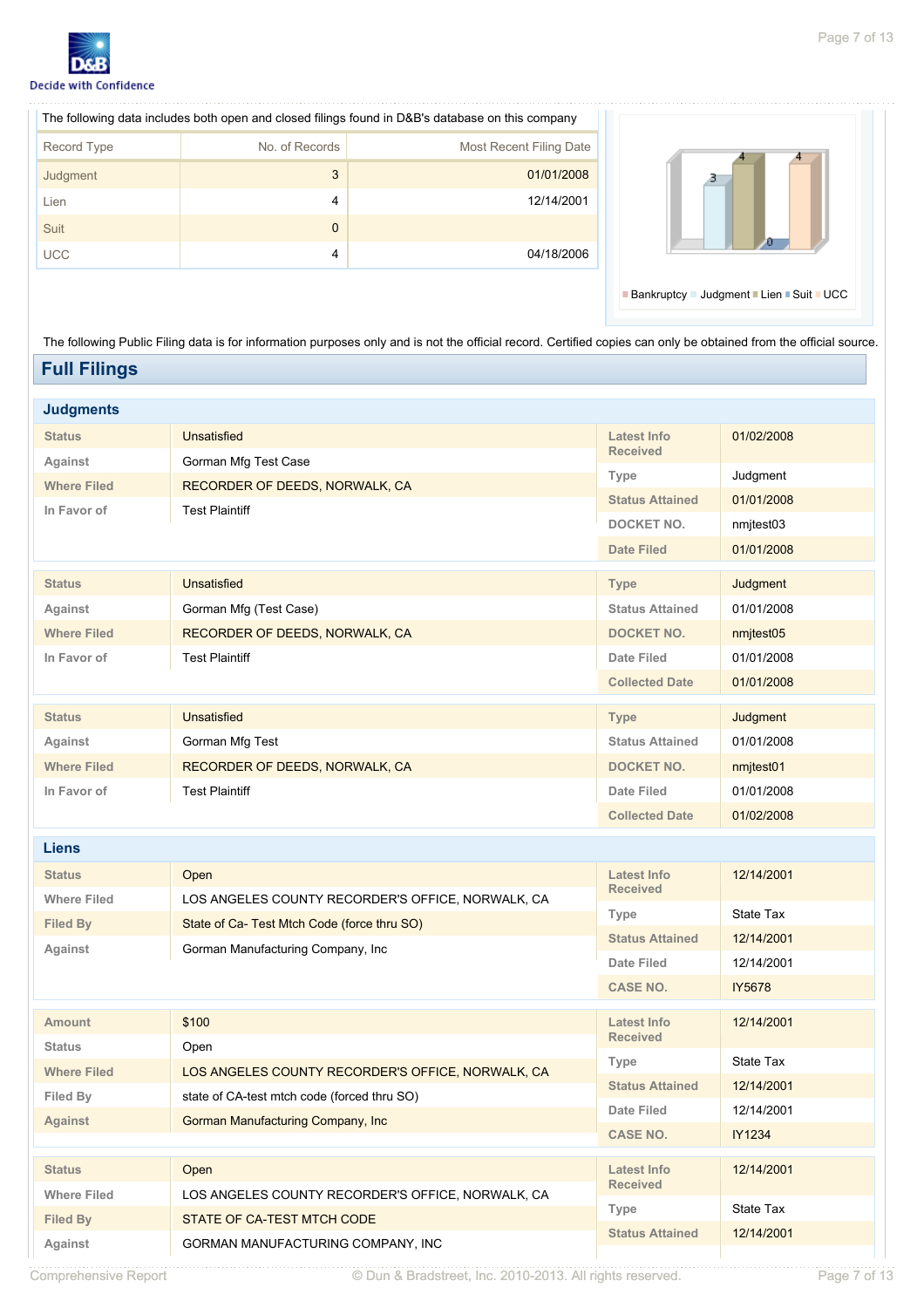The following data includes both open and closed filings found in D&B's database on this company

| Record Type | No. of Records | Most Recent Filing Date |
|---|---|---|
| Judgment | 3 | 01/01/2008 |
| Lien | 4 | 12/14/2001 |
| Suit | 0 | |
| UCC | 4 | 04/18/2006 |

Bankruptcy Judgment Lien Suit UCC

The following Public Filing data is for information purposes only and is not the official record. Certified copies can only be obtained from the official source.

## Full Filings

### Judgments

| | | | |
|---|---|---|---|
| Status | Unsatisfied | Latest Info Received | 01/02/2008 |
| Against | Gorman Mfg Test Case | Type | Judgment |
| Where Filed | RECORDER OF DEEDS, NORWALK, CA | Status Attained | 01/01/2008 |
| In Favor of | Test Plaintiff | DOCKET NO. | nmjtest03 |
| | | Date Filed | 01/01/2008 |

| | | | |
|---|---|---|---|
| Status | Unsatisfied | Type | Judgment |
| Against | Gorman Mfg (Test Case) | Status Attained | 01/01/2008 |
| Where Filed | RECORDER OF DEEDS, NORWALK, CA | DOCKET NO. | nmjtest05 |
| In Favor of | Test Plaintiff | Date Filed | 01/01/2008 |
| | | Collected Date | 01/01/2008 |

| | | | |
|---|---|---|---|
| Status | Unsatisfied | Type | Judgment |
| Against | Gorman Mfg Test | Status Attained | 01/01/2008 |
| Where Filed | RECORDER OF DEEDS, NORWALK, CA | DOCKET NO. | nmjtest01 |
| In Favor of | Test Plaintiff | Date Filed | 01/01/2008 |
| | | Collected Date | 01/02/2008 |

### Liens

| | | | |
|---|---|---|---|
| Status | Open | Latest Info Received | 12/14/2001 |
| Where Filed | LOS ANGELES COUNTY RECORDER'S OFFICE, NORWALK, CA | Type | State Tax |
| Filed By | State of Ca- Test Mtch Code (force thru SO) | Status Attained | 12/14/2001 |
| Against | Gorman Manufacturing Company, Inc | Date Filed | 12/14/2001 |
| | | CASE NO. | IY5678 |

| | | | |
|---|---|---|---|
| Amount | $100 | Latest Info Received | 12/14/2001 |
| Status | Open | Type | State Tax |
| Where Filed | LOS ANGELES COUNTY RECORDER'S OFFICE, NORWALK, CA | Status Attained | 12/14/2001 |
| Filed By | state of CA-test mtch code (forced thru SO) | Date Filed | 12/14/2001 |
| Against | Gorman Manufacturing Company, Inc | CASE NO. | IY1234 |

| | | | |
|---|---|---|---|
| Status | Open | Latest Info Received | 12/14/2001 |
| Where Filed | LOS ANGELES COUNTY RECORDER'S OFFICE, NORWALK, CA | Type | State Tax |
| Filed By | STATE OF CA-TEST MTCH CODE | Status Attained | 12/14/2001 |
| Against | GORMAN MANUFACTURING COMPANY, INC | | |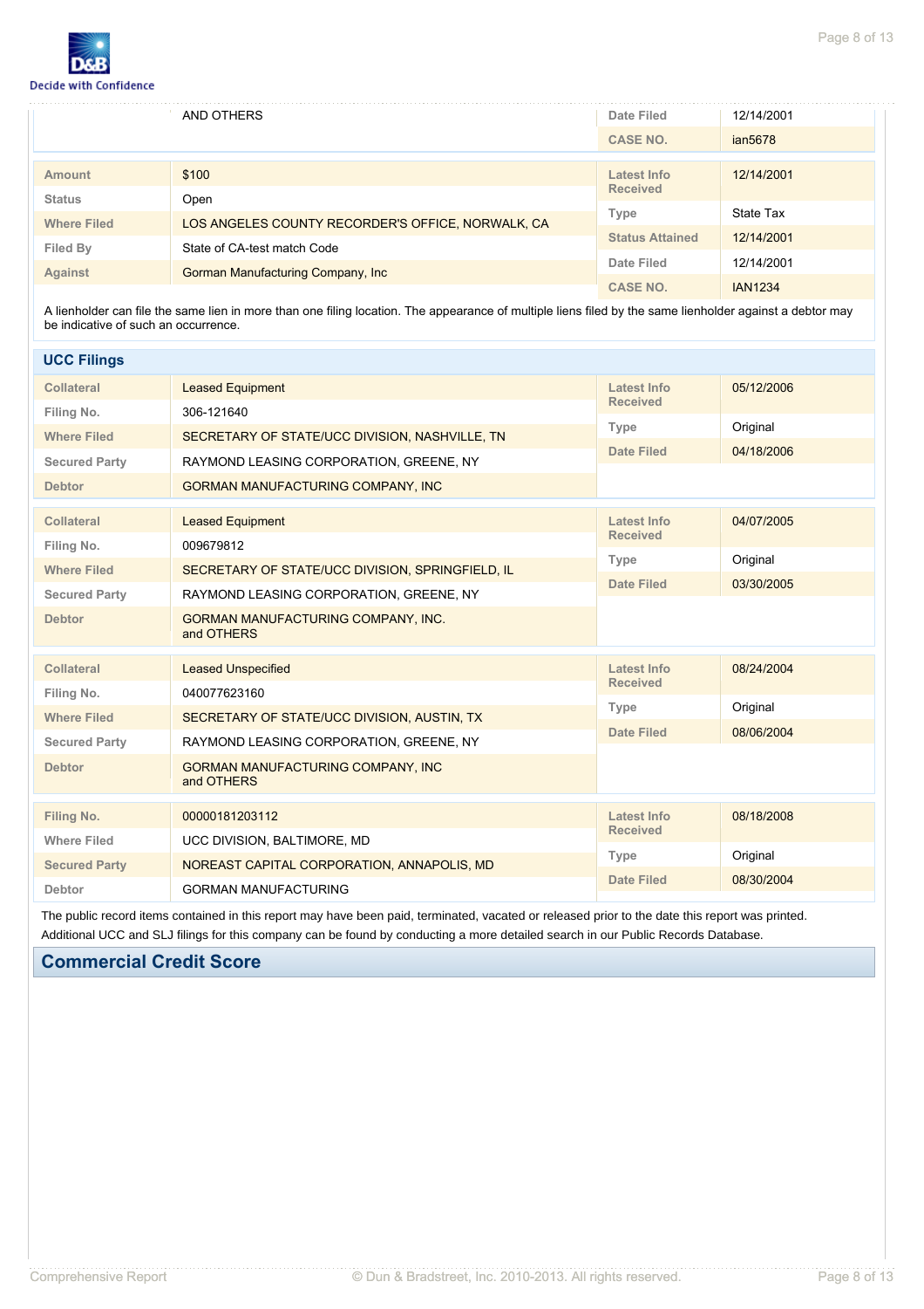| | AND OTHERS | Date Filed | 12/14/2001 |
|---|---|---|---|
| | | CASE NO. | ian5678 |

| | | | |
|---|---|---|---|
| Amount | $100 | Latest Info Received | 12/14/2001 |
| Status | Open | Type | State Tax |
| Where Filed | LOS ANGELES COUNTY RECORDER'S OFFICE, NORWALK, CA | Status Attained | 12/14/2001 |
| Filed By | State of CA-test match Code | Date Filed | 12/14/2001 |
| Against | Gorman Manufacturing Company, Inc | CASE NO. | IAN1234 |

A lienholder can file the same lien in more than one filing location. The appearance of multiple liens filed by the same lienholder against a debtor may be indicative of such an occurrence.

## UCC Filings

| | | | |
|---|---|---|---|
| Collateral | Leased Equipment | Latest Info Received | 05/12/2006 |
| Filing No. | 306-121640 | Type | Original |
| Where Filed | SECRETARY OF STATE/UCC DIVISION, NASHVILLE, TN | Date Filed | 04/18/2006 |
| Secured Party | RAYMOND LEASING CORPORATION, GREENE, NY | | |
| Debtor | GORMAN MANUFACTURING COMPANY, INC | | |

| | | | |
|---|---|---|---|
| Collateral | Leased Equipment | Latest Info Received | 04/07/2005 |
| Filing No. | 009679812 | Type | Original |
| Where Filed | SECRETARY OF STATE/UCC DIVISION, SPRINGFIELD, IL | Date Filed | 03/30/2005 |
| Secured Party | RAYMOND LEASING CORPORATION, GREENE, NY | | |
| Debtor | GORMAN MANUFACTURING COMPANY, INC. and OTHERS | | |

| | | | |
|---|---|---|---|
| Collateral | Leased Unspecified | Latest Info Received | 08/24/2004 |
| Filing No. | 040077623160 | Type | Original |
| Where Filed | SECRETARY OF STATE/UCC DIVISION, AUSTIN, TX | Date Filed | 08/06/2004 |
| Secured Party | RAYMOND LEASING CORPORATION, GREENE, NY | | |
| Debtor | GORMAN MANUFACTURING COMPANY, INC and OTHERS | | |

| | | | |
|---|---|---|---|
| Filing No. | 00000181203112 | Latest Info Received | 08/18/2008 |
| Where Filed | UCC DIVISION, BALTIMORE, MD | Type | Original |
| Secured Party | NOREAST CAPITAL CORPORATION, ANNAPOLIS, MD | Date Filed | 08/30/2004 |
| Debtor | GORMAN MANUFACTURING | | |

The public record items contained in this report may have been paid, terminated, vacated or released prior to the date this report was printed.

Additional UCC and SLJ filings for this company can be found by conducting a more detailed search in our Public Records Database.

## Commercial Credit Score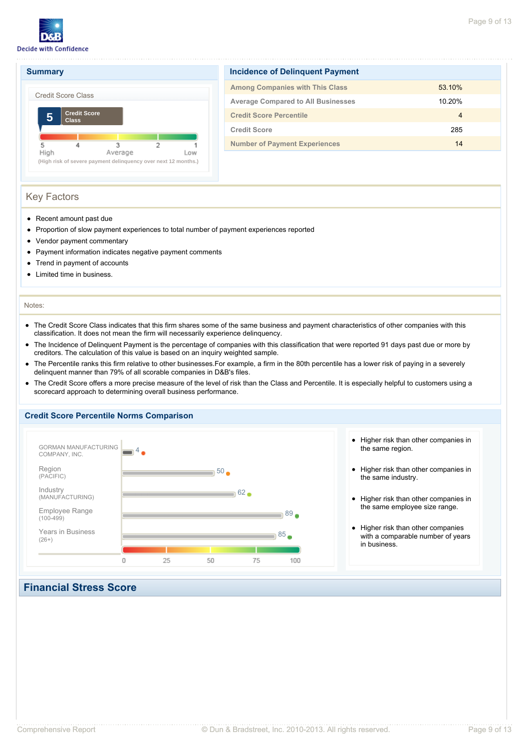## Summary

Credit Score Class

**5** Credit Score Class

5 High | 4 | 3 Average | 2 | 1 Low

(High risk of severe payment delinquency over next 12 months.)

## Incidence of Delinquent Payment

| | |
|---|---|
| Among Companies with This Class | 53.10% |
| Average Compared to All Businesses | 10.20% |
| Credit Score Percentile | 4 |
| Credit Score | 285 |
| Number of Payment Experiences | 14 |

## Key Factors

- Recent amount past due
- Proportion of slow payment experiences to total number of payment experiences reported
- Vendor payment commentary
- Payment information indicates negative payment comments
- Trend in payment of accounts
- Limited time in business.

Notes:

- The Credit Score Class indicates that this firm shares some of the same business and payment characteristics of other companies with this classification. It does not mean the firm will necessarily experience delinquency.
- The Incidence of Delinquent Payment is the percentage of companies with this classification that were reported 91 days past due or more by creditors. The calculation of this value is based on an inquiry weighted sample.
- The Percentile ranks this firm relative to other businesses.For example, a firm in the 80th percentile has a lower risk of paying in a severely delinquent manner than 79% of all scorable companies in D&B's files.
- The Credit Score offers a more precise measure of the level of risk than the Class and Percentile. It is especially helpful to customers using a scorecard approach to determining overall business performance.

## Credit Score Percentile Norms Comparison

| | Percentile |
|---|---|
| GORMAN MANUFACTURING COMPANY, INC. | 4 |
| Region (PACIFIC) | 50 |
| Industry (MANUFACTURING) | 62 |
| Employee Range (100-499) | 89 |
| Years in Business (26+) | 85 |

- Higher risk than other companies in the same region.
- Higher risk than other companies in the same industry.
- Higher risk than other companies in the same employee size range.
- Higher risk than other companies with a comparable number of years in business.

## Financial Stress Score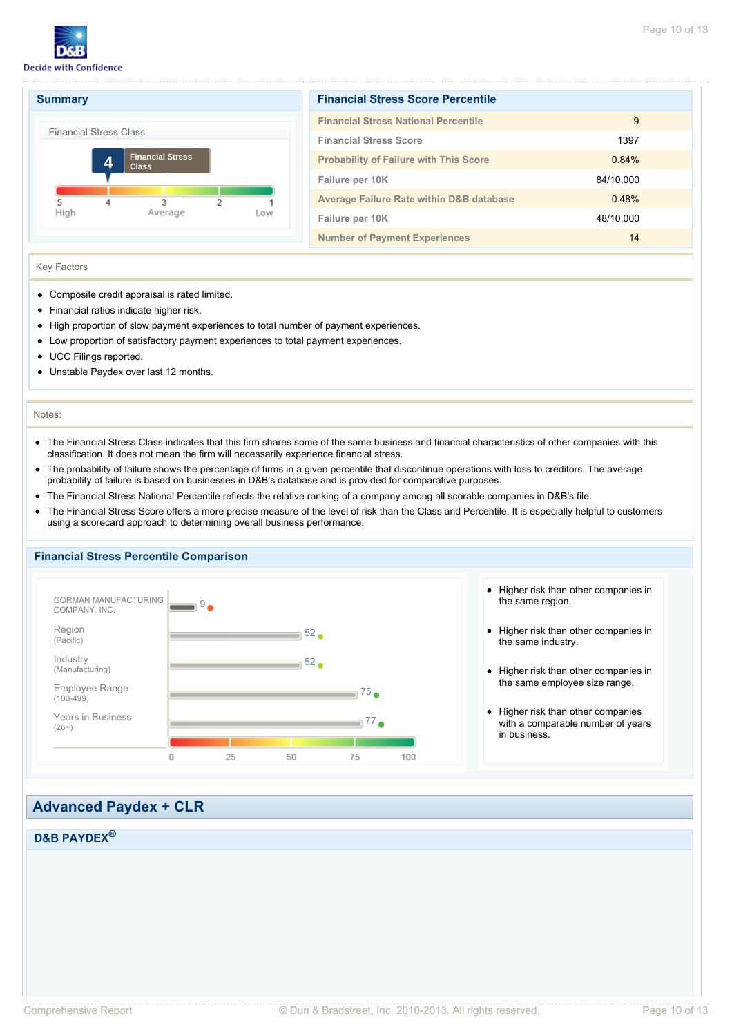## Summary

Financial Stress Class

**4** Financial Stress Class

5 High — 4 — 3 Average — 2 — 1 Low

## Financial Stress Score Percentile

| | |
|---|---|
| Financial Stress National Percentile | 9 |
| Financial Stress Score | 1397 |
| Probability of Failure with This Score | 0.84% |
| Failure per 10K | 84/10,000 |
| Average Failure Rate within D&B database | 0.48% |
| Failure per 10K | 48/10,000 |
| Number of Payment Experiences | 14 |

### Key Factors

- Composite credit appraisal is rated limited.
- Financial ratios indicate higher risk.
- High proportion of slow payment experiences to total number of payment experiences.
- Low proportion of satisfactory payment experiences to total payment experiences.
- UCC Filings reported.
- Unstable Paydex over last 12 months.

### Notes:

- The Financial Stress Class indicates that this firm shares some of the same business and financial characteristics of other companies with this classification. It does not mean the firm will necessarily experience financial stress.
- The probability of failure shows the percentage of firms in a given percentile that discontinue operations with loss to creditors. The average probability of failure is based on businesses in D&B's database and is provided for comparative purposes.
- The Financial Stress National Percentile reflects the relative ranking of a company among all scorable companies in D&B's file.
- The Financial Stress Score offers a more precise measure of the level of risk than the Class and Percentile. It is especially helpful to customers using a scorecard approach to determining overall business performance.

## Financial Stress Percentile Comparison

| | Percentile |
|---|---|
| GORMAN MANUFACTURING COMPANY, INC. | 9 |
| Region (Pacific) | 52 |
| Industry (Manufacturing) | 52 |
| Employee Range (100-499) | 75 |
| Years in Business (26+) | 77 |

Scale: 0 — 25 — 50 — 75 — 100

- Higher risk than other companies in the same region.
- Higher risk than other companies in the same industry.
- Higher risk than other companies in the same employee size range.
- Higher risk than other companies with a comparable number of years in business.

# Advanced Paydex + CLR

## D&B PAYDEX®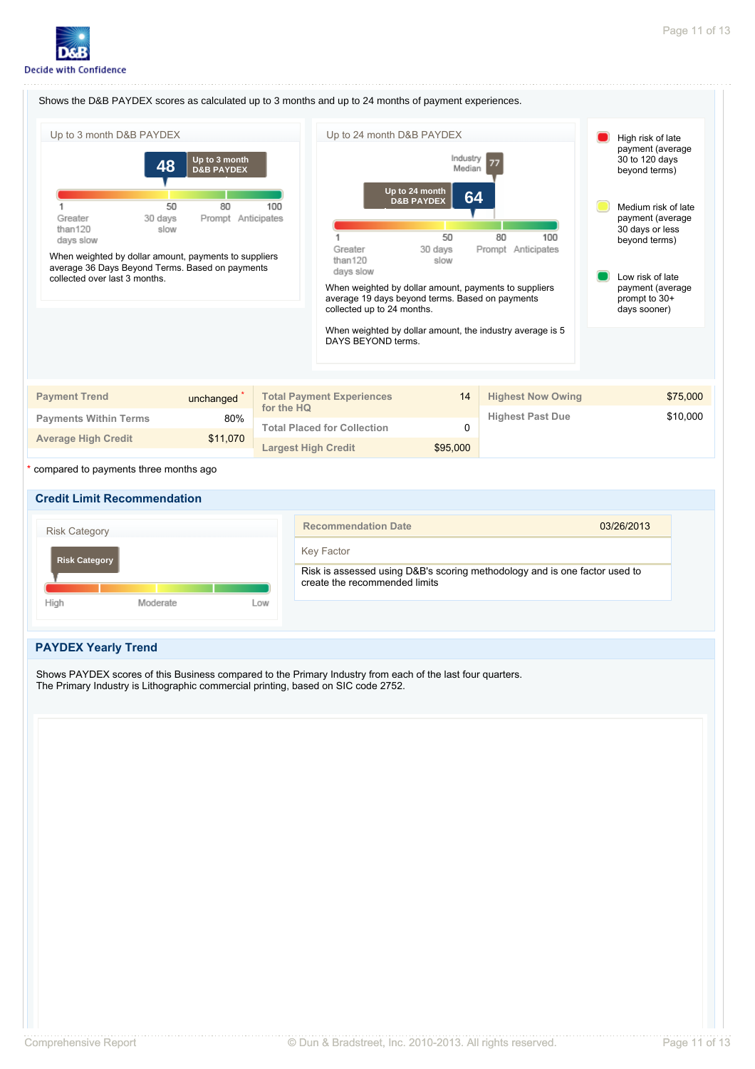Shows the D&B PAYDEX scores as calculated up to 3 months and up to 24 months of payment experiences.

### Up to 3 month D&B PAYDEX

**48** Up to 3 month D&B PAYDEX

1 Greater than120 days slow | 50 30 days slow | 80 Prompt | 100 Anticipates

When weighted by dollar amount, payments to suppliers average 36 Days Beyond Terms. Based on payments collected over last 3 months.

### Up to 24 month D&B PAYDEX

Industry Median **77**

Up to 24 month D&B PAYDEX **64**

1 Greater than120 days slow | 50 30 days slow | 80 Prompt | 100 Anticipates

When weighted by dollar amount, payments to suppliers average 19 days beyond terms. Based on payments collected up to 24 months.

When weighted by dollar amount, the industry average is 5 DAYS BEYOND terms.

- High risk of late payment (average 30 to 120 days beyond terms)
- Medium risk of late payment (average 30 days or less beyond terms)
- Low risk of late payment (average prompt to 30+ days sooner)

| | | | | | |
|---|---|---|---|---|---|
| **Payment Trend** | unchanged * | **Total Payment Experiences for the HQ** | 14 | **Highest Now Owing** | $75,000 |
| **Payments Within Terms** | 80% | **Total Placed for Collection** | 0 | **Highest Past Due** | $10,000 |
| **Average High Credit** | $11,070 | **Largest High Credit** | $95,000 | | |

* compared to payments three months ago

## Credit Limit Recommendation

Risk Category

**Risk Category**

High | Moderate | Low

| | |
|---|---|
| **Recommendation Date** | 03/26/2013 |
| Key Factor | |
| Risk is assessed using D&B's scoring methodology and is one factor used to create the recommended limits | |

## PAYDEX Yearly Trend

Shows PAYDEX scores of this Business compared to the Primary Industry from each of the last four quarters.
The Primary Industry is Lithographic commercial printing, based on SIC code 2752.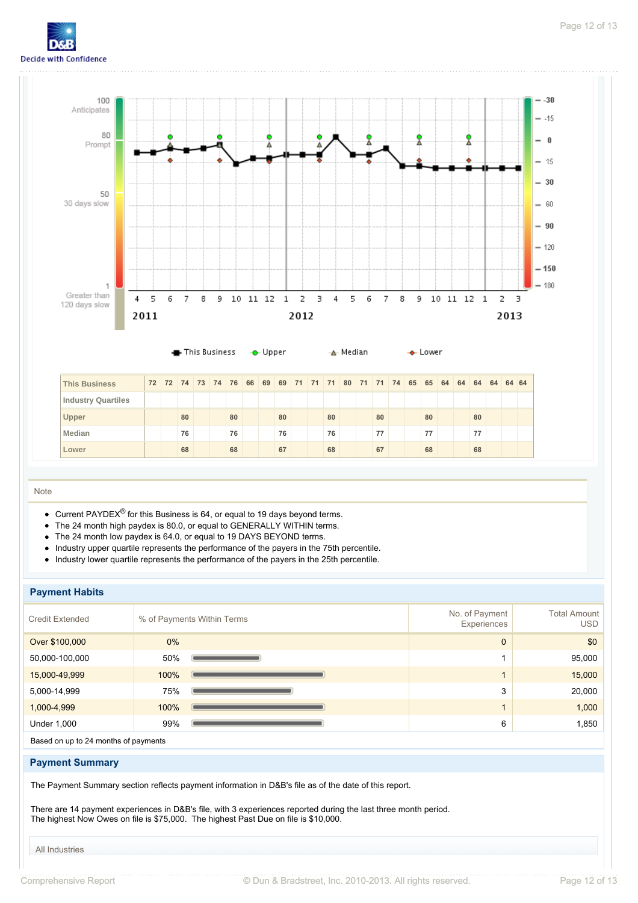| This Business | 72 | 72 | 74 | 73 | 74 | 76 | 66 | 69 | 69 | 71 | 71 | 71 | 80 | 71 | 71 | 74 | 65 | 65 | 64 | 64 | 64 | 64 | 64 | 64 |
|---|---|---|---|---|---|---|---|---|---|---|---|---|---|---|---|---|---|---|---|---|---|---|---|---|
| **Industry Quartiles** | | | | | | | | | | | | | | | | | | | | | | | | |
| Upper | | | 80 | | | 80 | | | 80 | | | 80 | | | 80 | | | 80 | | | 80 | | | |
| Median | | | 76 | | | 76 | | | 76 | | | 76 | | | 77 | | | 77 | | | 77 | | | |
| Lower | | | 68 | | | 68 | | | 67 | | | 68 | | | 67 | | | 68 | | | 68 | | | |

Note

- Current PAYDEX® for this Business is 64, or equal to 19 days beyond terms.
- The 24 month high paydex is 80.0, or equal to GENERALLY WITHIN terms.
- The 24 month low paydex is 64.0, or equal to 19 DAYS BEYOND terms.
- Industry upper quartile represents the performance of the payers in the 75th percentile.
- Industry lower quartile represents the performance of the payers in the 25th percentile.

## Payment Habits

| Credit Extended | % of Payments Within Terms | No. of Payment Experiences | Total Amount USD |
|---|---|---|---|
| Over $100,000 | 0% | 0 | $0 |
| 50,000-100,000 | 50% | 1 | 95,000 |
| 15,000-49,999 | 100% | 1 | 15,000 |
| 5,000-14,999 | 75% | 3 | 20,000 |
| 1,000-4,999 | 100% | 1 | 1,000 |
| Under 1,000 | 99% | 6 | 1,850 |

Based on up to 24 months of payments

## Payment Summary

The Payment Summary section reflects payment information in D&B's file as of the date of this report.

There are 14 payment experiences in D&B's file, with 3 experiences reported during the last three month period.
The highest Now Owes on file is $75,000. The highest Past Due on file is $10,000.

All Industries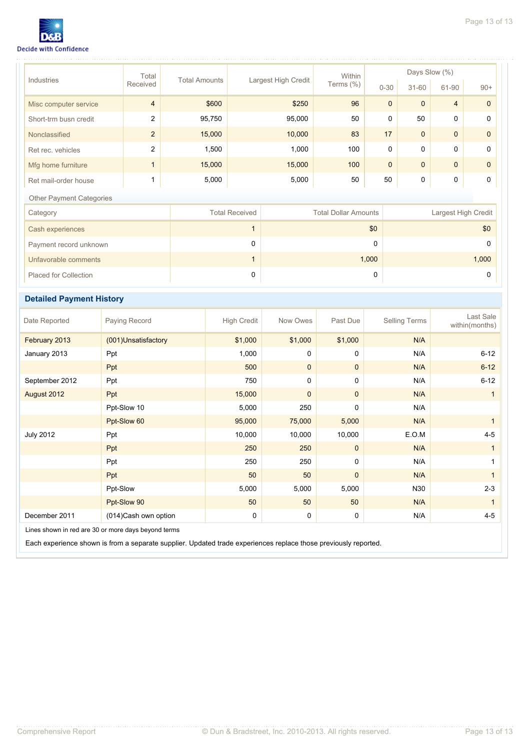| Industries | Total Received | Total Amounts | Largest High Credit | Within Terms (%) | Days Slow (%) | | | |
|---|---|---|---|---|---|---|---|---|
| | | | | | 0-30 | 31-60 | 61-90 | 90+ |
| Misc computer service | 4 | $600 | $250 | 96 | 0 | 0 | 4 | 0 |
| Short-trm busn credit | 2 | 95,750 | 95,000 | 50 | 0 | 50 | 0 | 0 |
| Nonclassified | 2 | 15,000 | 10,000 | 83 | 17 | 0 | 0 | 0 |
| Ret rec. vehicles | 2 | 1,500 | 1,000 | 100 | 0 | 0 | 0 | 0 |
| Mfg home furniture | 1 | 15,000 | 15,000 | 100 | 0 | 0 | 0 | 0 |
| Ret mail-order house | 1 | 5,000 | 5,000 | 50 | 50 | 0 | 0 | 0 |

Other Payment Categories

| Category | Total Received | Total Dollar Amounts | Largest High Credit |
|---|---|---|---|
| Cash experiences | 1 | $0 | $0 |
| Payment record unknown | 0 | 0 | 0 |
| Unfavorable comments | 1 | 1,000 | 1,000 |
| Placed for Collection | 0 | 0 | 0 |

## Detailed Payment History

| Date Reported | Paying Record | High Credit | Now Owes | Past Due | Selling Terms | Last Sale within(months) |
|---|---|---|---|---|---|---|
| February 2013 | (001)Unsatisfactory | $1,000 | $1,000 | $1,000 | N/A | |
| January 2013 | Ppt | 1,000 | 0 | 0 | N/A | 6-12 |
| | Ppt | 500 | 0 | 0 | N/A | 6-12 |
| September 2012 | Ppt | 750 | 0 | 0 | N/A | 6-12 |
| August 2012 | Ppt | 15,000 | 0 | 0 | N/A | 1 |
| | Ppt-Slow 10 | 5,000 | 250 | 0 | N/A | |
| | Ppt-Slow 60 | 95,000 | 75,000 | 5,000 | N/A | 1 |
| July 2012 | Ppt | 10,000 | 10,000 | 10,000 | E.O.M | 4-5 |
| | Ppt | 250 | 250 | 0 | N/A | 1 |
| | Ppt | 250 | 250 | 0 | N/A | 1 |
| | Ppt | 50 | 50 | 0 | N/A | 1 |
| | Ppt-Slow | 5,000 | 5,000 | 5,000 | N30 | 2-3 |
| | Ppt-Slow 90 | 50 | 50 | 50 | N/A | 1 |
| December 2011 | (014)Cash own option | 0 | 0 | 0 | N/A | 4-5 |

Lines shown in red are 30 or more days beyond terms

Each experience shown is from a separate supplier. Updated trade experiences replace those previously reported.